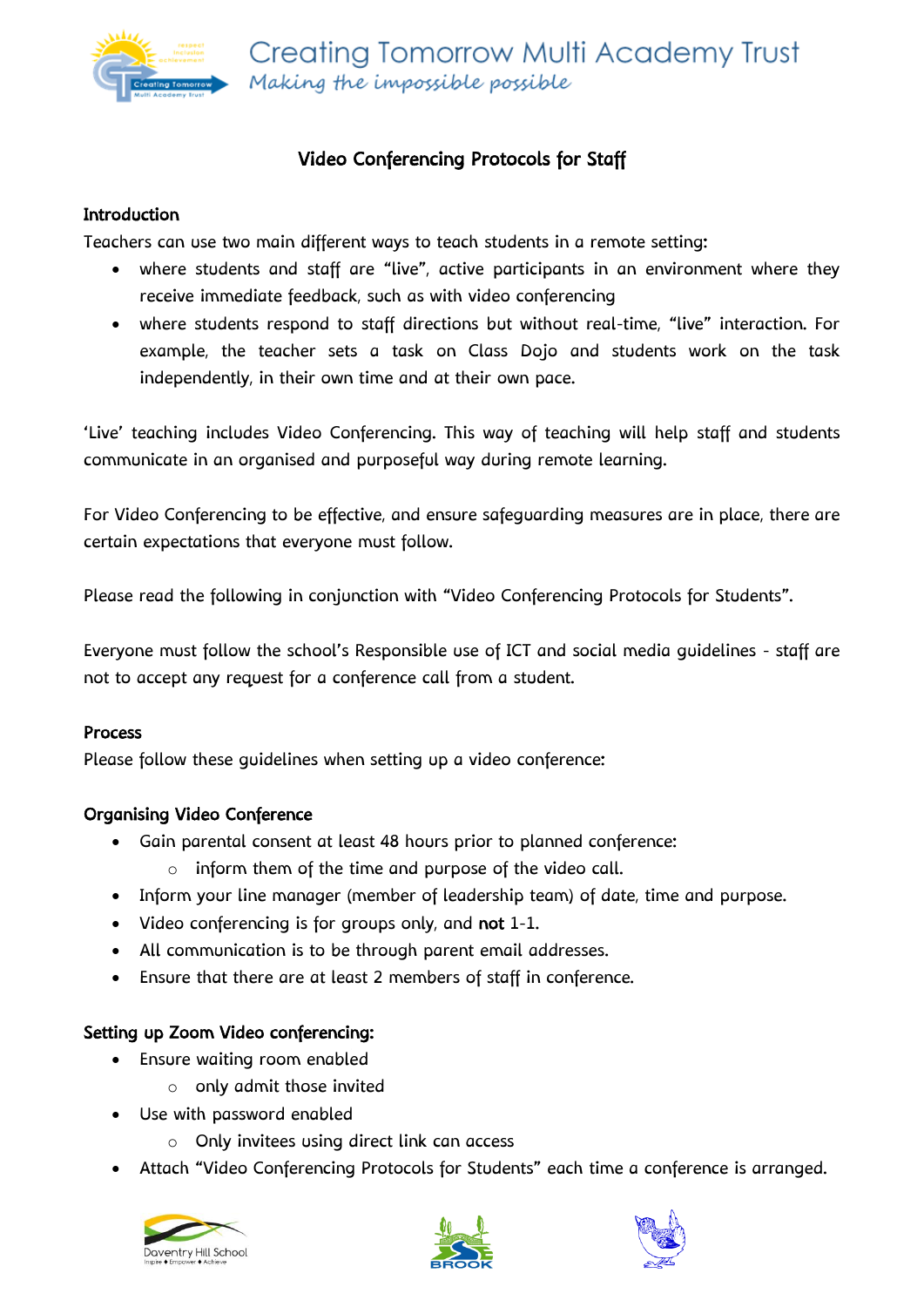# Video Conferencing Protocols for Staff

### Introduction

Teachers can use two main different ways to teach students in a remote setting:

- where students and staff are "live", active participants in an environment where they receive immediate feedback, such as with video conferencing
- where students respond to staff directions but without real-time, "live" interaction. For example, the teacher sets a task on Class Dojo and students work on the task independently, in their own time and at their own pace.

'Live' teaching includes Video Conferencing. This way of teaching will help staff and students communicate in an organised and purposeful way during remote learning.

For Video Conferencing to be effective, and ensure safeguarding measures are in place, there are certain expectations that everyone must follow.

Please read the following in conjunction with "Video Conferencing Protocols for Students".

Everyone must follow the school's Responsible use of ICT and social media guidelines - staff are not to accept any request for a conference call from a student.

### Process

Please follow these guidelines when setting up a video conference:

### Organising Video Conference

- Gain parental consent at least 48 hours prior to planned conference:
  - inform them of the time and purpose of the video call.
- Inform your line manager (member of leadership team) of date, time and purpose.
- Video conferencing is for groups only, and **not** 1-1.
- All communication is to be through parent email addresses.
- Ensure that there are at least 2 members of staff in conference.

### Setting up Zoom Video conferencing:

- Ensure waiting room enabled
  - only admit those invited
- Use with password enabled
  - Only invitees using direct link can access
- Attach "Video Conferencing Protocols for Students" each time a conference is arranged.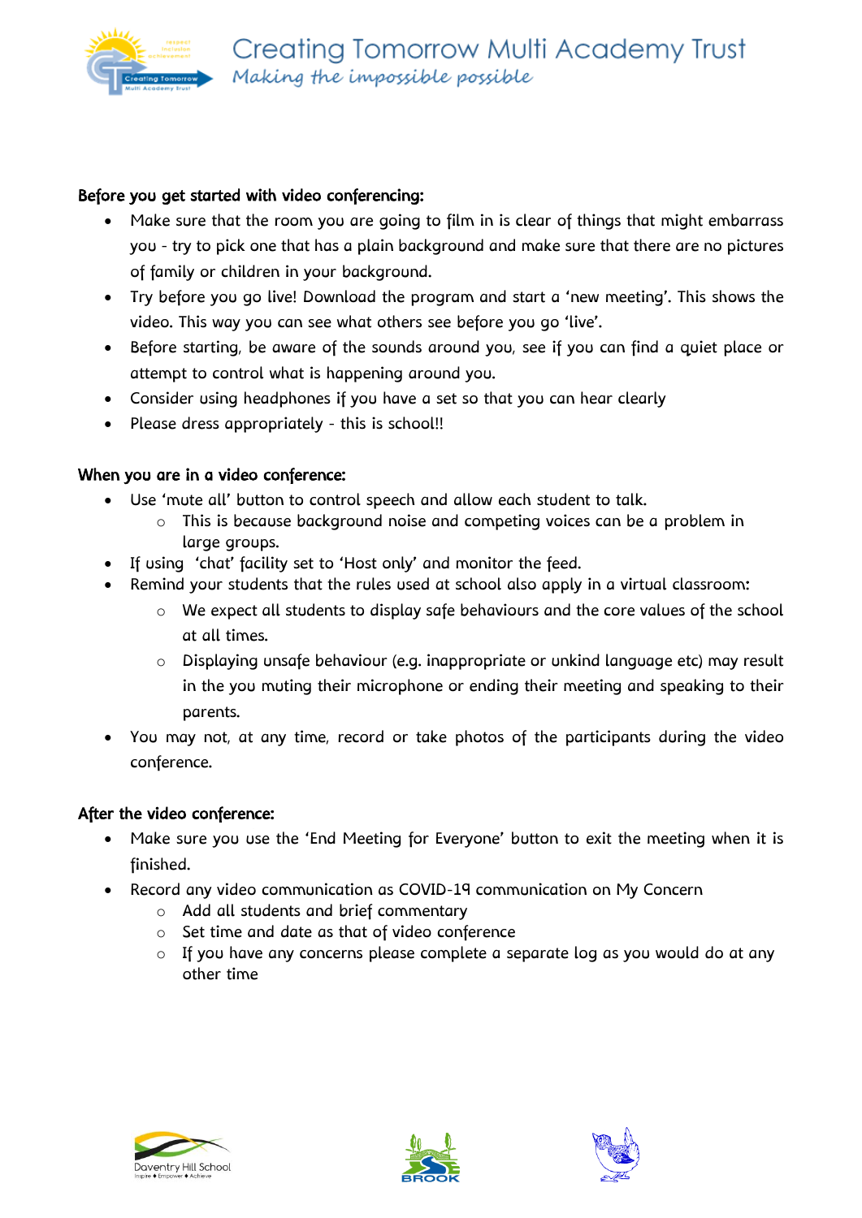**Before you get started with video conferencing:**

- Make sure that the room you are going to film in is clear of things that might embarrass you - try to pick one that has a plain background and make sure that there are no pictures of family or children in your background.
- Try before you go live! Download the program and start a 'new meeting'. This shows the video. This way you can see what others see before you go 'live'.
- Before starting, be aware of the sounds around you, see if you can find a quiet place or attempt to control what is happening around you.
- Consider using headphones if you have a set so that you can hear clearly
- Please dress appropriately - this is school!!

**When you are in a video conference:**

- Use 'mute all' button to control speech and allow each student to talk.
  - This is because background noise and competing voices can be a problem in large groups.
- If using 'chat' facility set to 'Host only' and monitor the feed.
- Remind your students that the rules used at school also apply in a virtual classroom:
  - We expect all students to display safe behaviours and the core values of the school at all times.
  - Displaying unsafe behaviour (e.g. inappropriate or unkind language etc) may result in the you muting their microphone or ending their meeting and speaking to their parents.
- You may not, at any time, record or take photos of the participants during the video conference.

**After the video conference:**

- Make sure you use the 'End Meeting for Everyone' button to exit the meeting when it is finished.
- Record any video communication as COVID-19 communication on My Concern
  - Add all students and brief commentary
  - Set time and date as that of video conference
  - If you have any concerns please complete a separate log as you would do at any other time